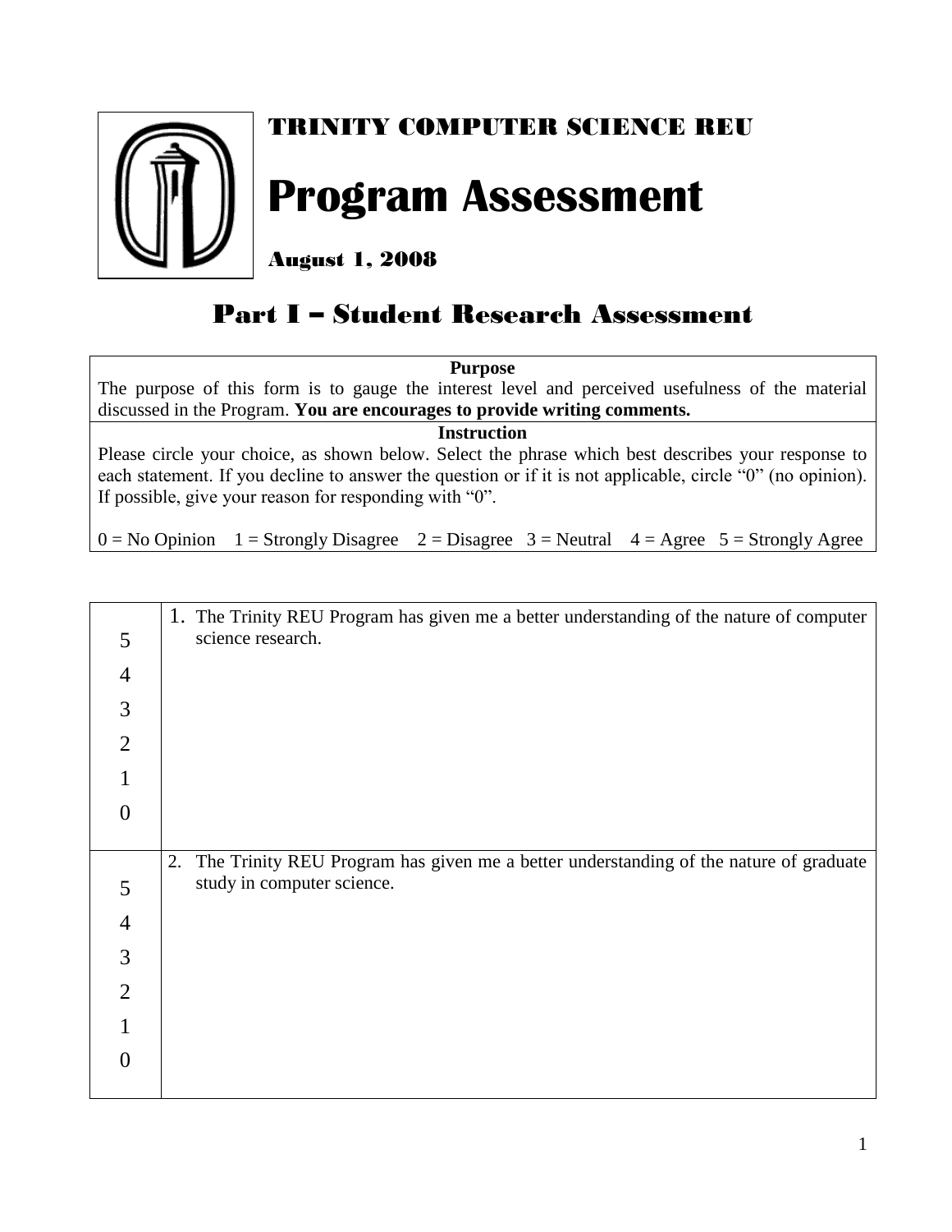# TRINITY COMPUTER SCIENCE REU

# Program Assessment

**August 1, 2008**

## Part I – Student Research Assessment

| **Purpose** |
|---|
| The purpose of this form is to gauge the interest level and perceived usefulness of the material discussed in the Program. **You are encourages to provide writing comments.** |
| **Instruction** |
| Please circle your choice, as shown below. Select the phrase which best describes your response to each statement. If you decline to answer the question or if it is not applicable, circle "0" (no opinion). If possible, give your reason for responding with "0".<br><br>0 = No Opinion 1 = Strongly Disagree 2 = Disagree 3 = Neutral 4 = Agree 5 = Strongly Agree |

| Rating | Statement |
|---|---|
| 5<br>4<br>3<br>2<br>1<br>0 | 1. The Trinity REU Program has given me a better understanding of the nature of computer science research. |
| 5<br>4<br>3<br>2<br>1<br>0 | 2. The Trinity REU Program has given me a better understanding of the nature of graduate study in computer science. |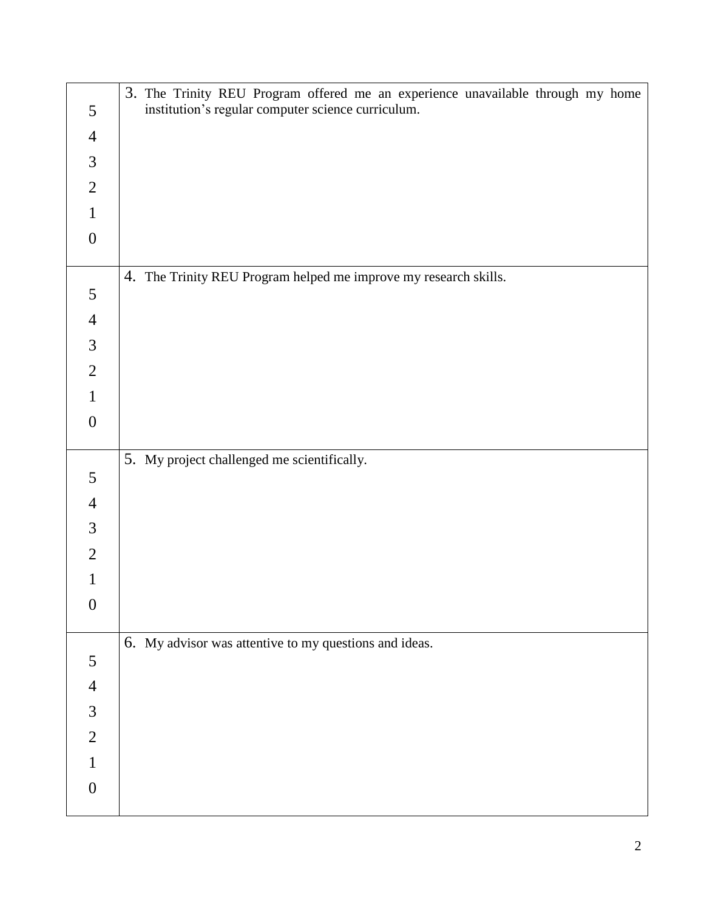| Rating | Statement |
| --- | --- |
| 5<br>4<br>3<br>2<br>1<br>0 | 3. The Trinity REU Program offered me an experience unavailable through my home institution's regular computer science curriculum. |
| 5<br>4<br>3<br>2<br>1<br>0 | 4. The Trinity REU Program helped me improve my research skills. |
| 5<br>4<br>3<br>2<br>1<br>0 | 5. My project challenged me scientifically. |
| 5<br>4<br>3<br>2<br>1<br>0 | 6. My advisor was attentive to my questions and ideas. |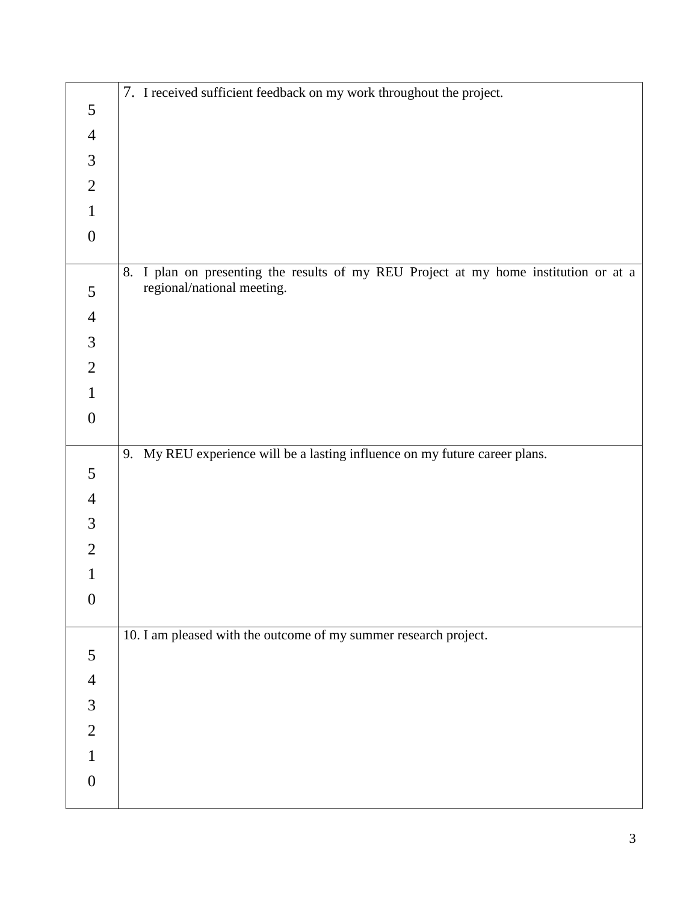| | |
|---|---|
| 5<br>4<br>3<br>2<br>1<br>0 | 7. I received sufficient feedback on my work throughout the project. |
| 5<br>4<br>3<br>2<br>1<br>0 | 8. I plan on presenting the results of my REU Project at my home institution or at a regional/national meeting. |
| 5<br>4<br>3<br>2<br>1<br>0 | 9. My REU experience will be a lasting influence on my future career plans. |
| 5<br>4<br>3<br>2<br>1<br>0 | 10. I am pleased with the outcome of my summer research project. |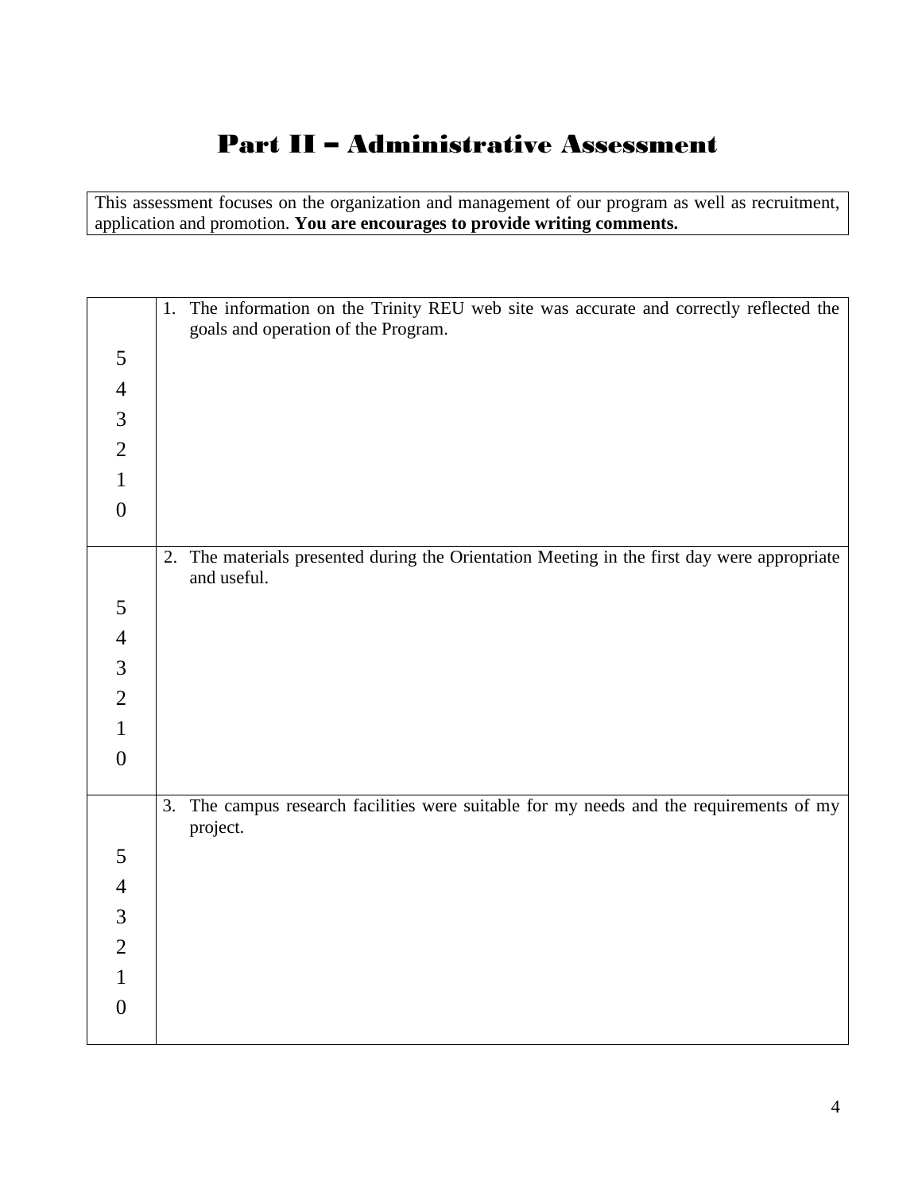# Part II – Administrative Assessment

This assessment focuses on the organization and management of our program as well as recruitment, application and promotion. **You are encourages to provide writing comments.**

| Rating | Item |
|---|---|
| 5<br>4<br>3<br>2<br>1<br>0 | 1. The information on the Trinity REU web site was accurate and correctly reflected the goals and operation of the Program. |
| 5<br>4<br>3<br>2<br>1<br>0 | 2. The materials presented during the Orientation Meeting in the first day were appropriate and useful. |
| 5<br>4<br>3<br>2<br>1<br>0 | 3. The campus research facilities were suitable for my needs and the requirements of my project. |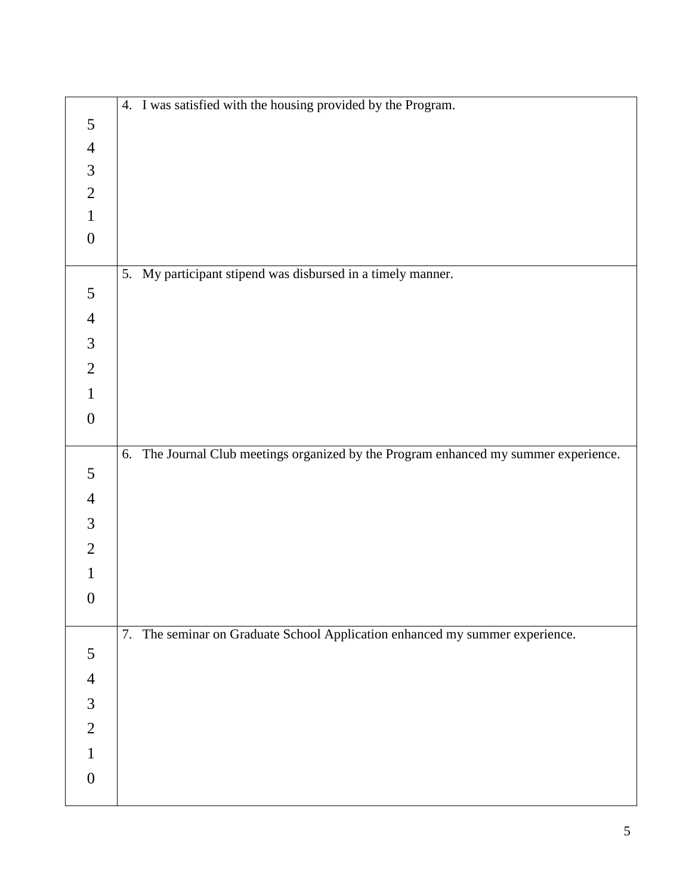| | |
|---|---|
| 5<br>4<br>3<br>2<br>1<br>0 | 4. I was satisfied with the housing provided by the Program. |
| 5<br>4<br>3<br>2<br>1<br>0 | 5. My participant stipend was disbursed in a timely manner. |
| 5<br>4<br>3<br>2<br>1<br>0 | 6. The Journal Club meetings organized by the Program enhanced my summer experience. |
| 5<br>4<br>3<br>2<br>1<br>0 | 7. The seminar on Graduate School Application enhanced my summer experience. |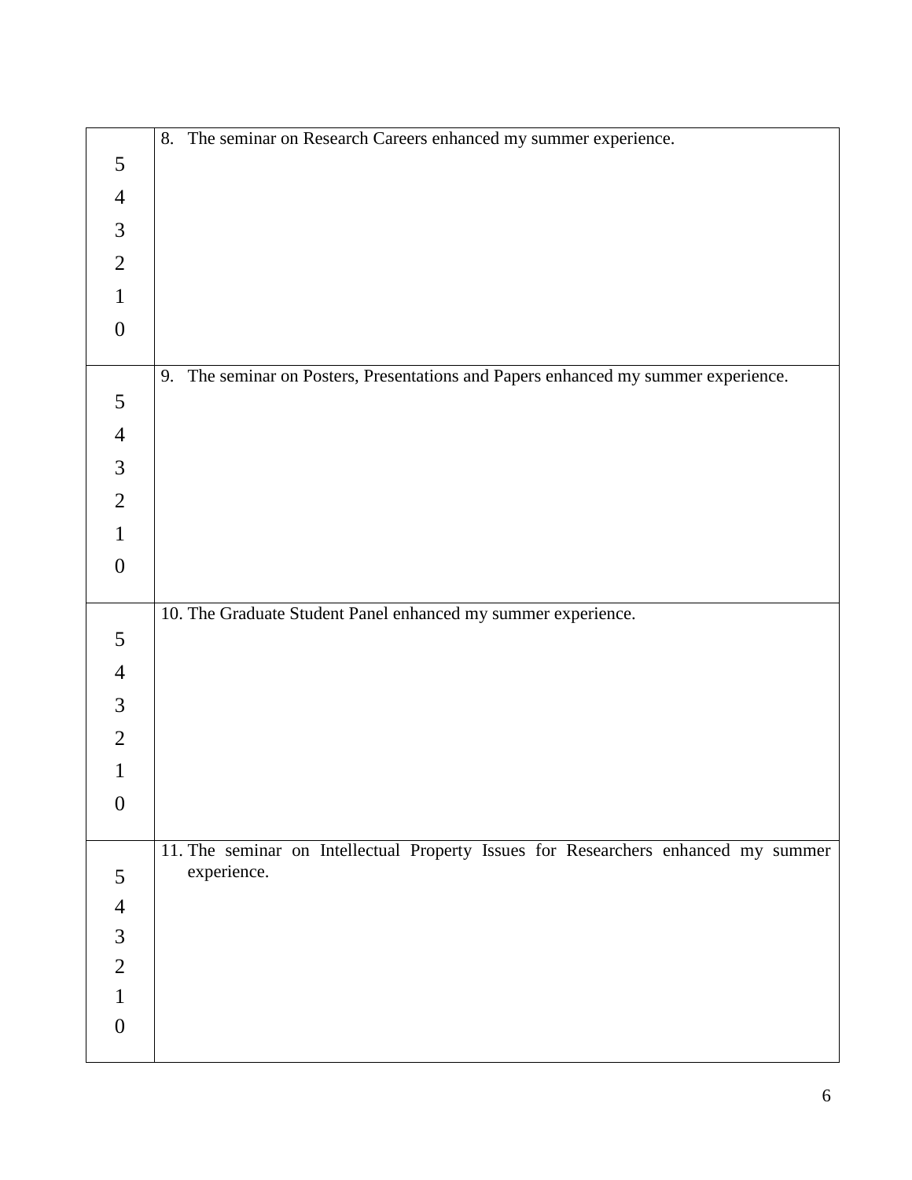| | |
|---|---|
| 5<br>4<br>3<br>2<br>1<br>0 | 8. The seminar on Research Careers enhanced my summer experience. |
| 5<br>4<br>3<br>2<br>1<br>0 | 9. The seminar on Posters, Presentations and Papers enhanced my summer experience. |
| 5<br>4<br>3<br>2<br>1<br>0 | 10. The Graduate Student Panel enhanced my summer experience. |
| 5<br>4<br>3<br>2<br>1<br>0 | 11. The seminar on Intellectual Property Issues for Researchers enhanced my summer experience. |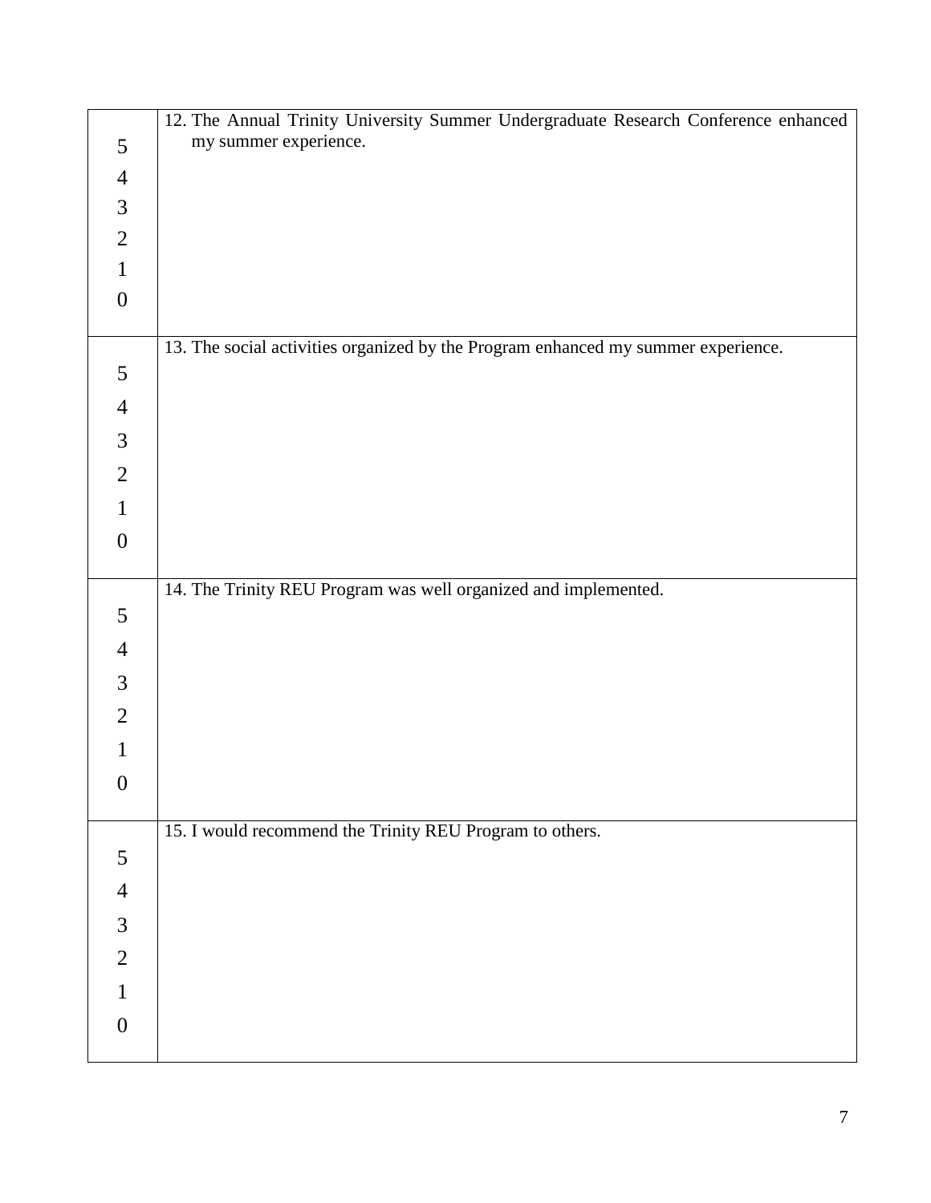| | |
|---|---|
| 5<br>4<br>3<br>2<br>1<br>0 | 12. The Annual Trinity University Summer Undergraduate Research Conference enhanced my summer experience. |
| 5<br>4<br>3<br>2<br>1<br>0 | 13. The social activities organized by the Program enhanced my summer experience. |
| 5<br>4<br>3<br>2<br>1<br>0 | 14. The Trinity REU Program was well organized and implemented. |
| 5<br>4<br>3<br>2<br>1<br>0 | 15. I would recommend the Trinity REU Program to others. |